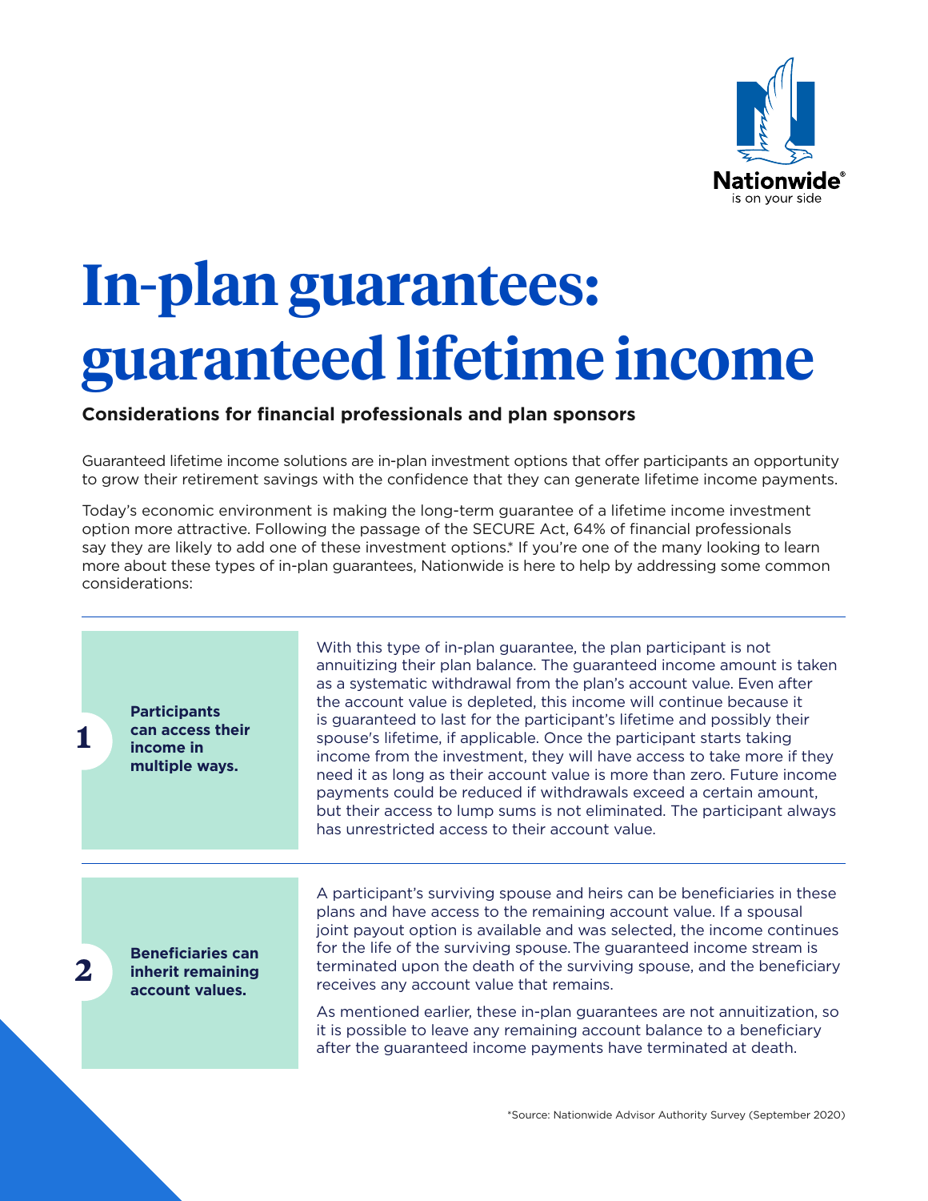Nationwide®
is on your side

# In-plan guarantees: guaranteed lifetime income

**Considerations for financial professionals and plan sponsors**

Guaranteed lifetime income solutions are in-plan investment options that offer participants an opportunity to grow their retirement savings with the confidence that they can generate lifetime income payments.

Today's economic environment is making the long-term guarantee of a lifetime income investment option more attractive. Following the passage of the SECURE Act, 64% of financial professionals say they are likely to add one of these investment options.* If you're one of the many looking to learn more about these types of in-plan guarantees, Nationwide is here to help by addressing some common considerations:

## 1 Participants can access their income in multiple ways.

With this type of in-plan guarantee, the plan participant is not annuitizing their plan balance. The guaranteed income amount is taken as a systematic withdrawal from the plan's account value. Even after the account value is depleted, this income will continue because it is guaranteed to last for the participant's lifetime and possibly their spouse's lifetime, if applicable. Once the participant starts taking income from the investment, they will have access to take more if they need it as long as their account value is more than zero. Future income payments could be reduced if withdrawals exceed a certain amount, but their access to lump sums is not eliminated. The participant always has unrestricted access to their account value.

## 2 Beneficiaries can inherit remaining account values.

A participant's surviving spouse and heirs can be beneficiaries in these plans and have access to the remaining account value. If a spousal joint payout option is available and was selected, the income continues for the life of the surviving spouse. The guaranteed income stream is terminated upon the death of the surviving spouse, and the beneficiary receives any account value that remains.

As mentioned earlier, these in-plan guarantees are not annuitization, so it is possible to leave any remaining account balance to a beneficiary after the guaranteed income payments have terminated at death.

*Source: Nationwide Advisor Authority Survey (September 2020)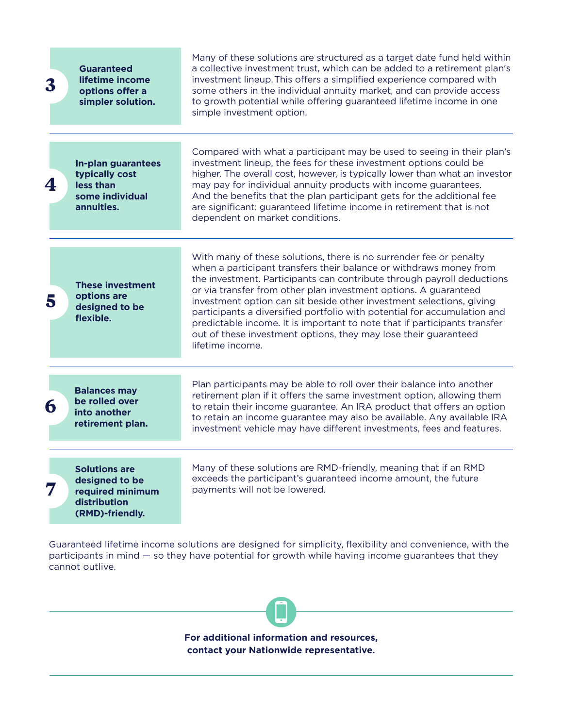### 3 Guaranteed lifetime income options offer a simpler solution.

Many of these solutions are structured as a target date fund held within a collective investment trust, which can be added to a retirement plan's investment lineup. This offers a simplified experience compared with some others in the individual annuity market, and can provide access to growth potential while offering guaranteed lifetime income in one simple investment option.

---

### 4 In-plan guarantees typically cost less than some individual annuities.

Compared with what a participant may be used to seeing in their plan's investment lineup, the fees for these investment options could be higher. The overall cost, however, is typically lower than what an investor may pay for individual annuity products with income guarantees. And the benefits that the plan participant gets for the additional fee are significant: guaranteed lifetime income in retirement that is not dependent on market conditions.

---

### 5 These investment options are designed to be flexible.

With many of these solutions, there is no surrender fee or penalty when a participant transfers their balance or withdraws money from the investment. Participants can contribute through payroll deductions or via transfer from other plan investment options. A guaranteed investment option can sit beside other investment selections, giving participants a diversified portfolio with potential for accumulation and predictable income. It is important to note that if participants transfer out of these investment options, they may lose their guaranteed lifetime income.

---

### 6 Balances may be rolled over into another retirement plan.

Plan participants may be able to roll over their balance into another retirement plan if it offers the same investment option, allowing them to retain their income guarantee. An IRA product that offers an option to retain an income guarantee may also be available. Any available IRA investment vehicle may have different investments, fees and features.

---

### 7 Solutions are designed to be required minimum distribution (RMD)-friendly.

Many of these solutions are RMD-friendly, meaning that if an RMD exceeds the participant's guaranteed income amount, the future payments will not be lowered.

Guaranteed lifetime income solutions are designed for simplicity, flexibility and convenience, with the participants in mind — so they have potential for growth while having income guarantees that they cannot outlive.

---

**For additional information and resources, contact your Nationwide representative.**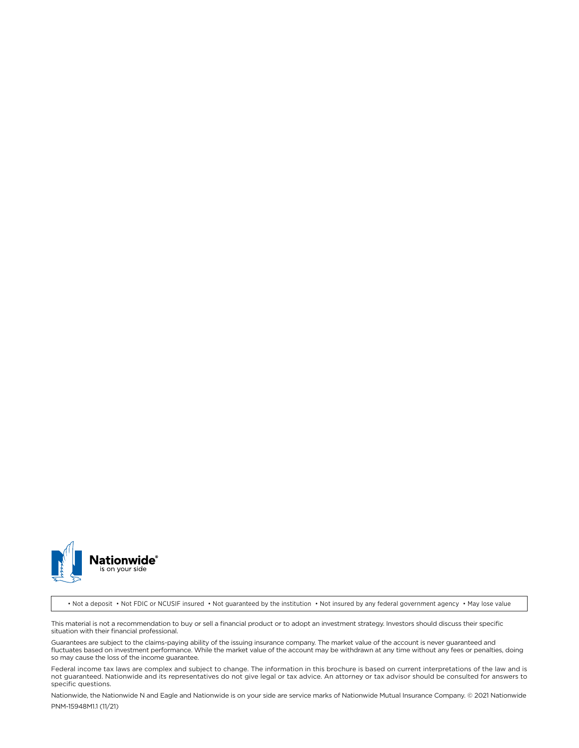Nationwide®
is on your side

• Not a deposit • Not FDIC or NCUSIF insured • Not guaranteed by the institution • Not insured by any federal government agency • May lose value

This material is not a recommendation to buy or sell a financial product or to adopt an investment strategy. Investors should discuss their specific situation with their financial professional.

Guarantees are subject to the claims-paying ability of the issuing insurance company. The market value of the account is never guaranteed and fluctuates based on investment performance. While the market value of the account may be withdrawn at any time without any fees or penalties, doing so may cause the loss of the income guarantee.

Federal income tax laws are complex and subject to change. The information in this brochure is based on current interpretations of the law and is not guaranteed. Nationwide and its representatives do not give legal or tax advice. An attorney or tax advisor should be consulted for answers to specific questions.

Nationwide, the Nationwide N and Eagle and Nationwide is on your side are service marks of Nationwide Mutual Insurance Company. © 2021 Nationwide

PNM-15948M1.1 (11/21)